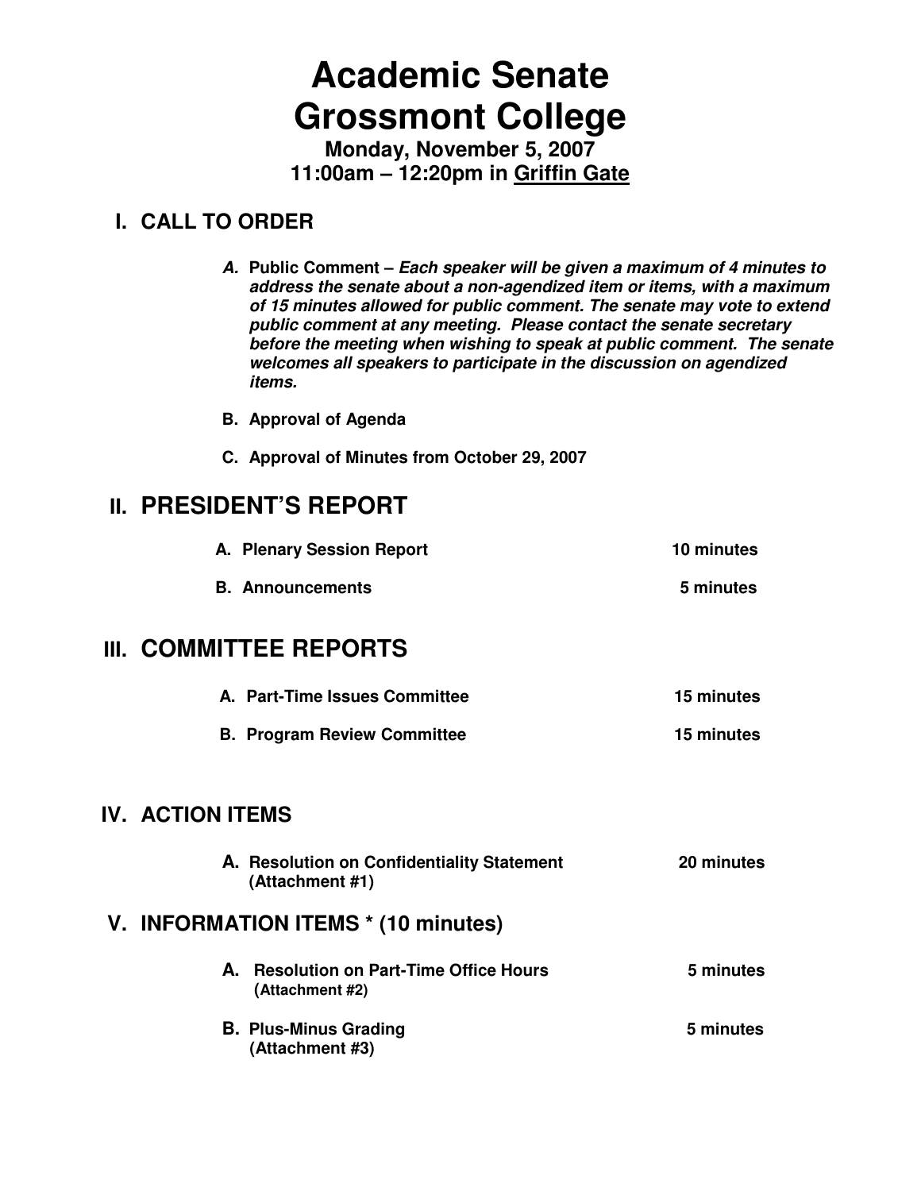# Academic Senate
# Grossmont College

**Monday, November 5, 2007**
**11:00am – 12:20pm in Griffin Gate**

## I. CALL TO ORDER

**A. Public Comment –** ***Each speaker will be given a maximum of 4 minutes to address the senate about a non-agendized item or items, with a maximum of 15 minutes allowed for public comment. The senate may vote to extend public comment at any meeting. Please contact the senate secretary before the meeting when wishing to speak at public comment. The senate welcomes all speakers to participate in the discussion on agendized items.***

**B. Approval of Agenda**

**C. Approval of Minutes from October 29, 2007**

## II. PRESIDENT'S REPORT

| | |
|---|---|
| **A. Plenary Session Report** | **10 minutes** |
| **B. Announcements** | **5 minutes** |

## III. COMMITTEE REPORTS

| | |
|---|---|
| **A. Part-Time Issues Committee** | **15 minutes** |
| **B. Program Review Committee** | **15 minutes** |

## IV. ACTION ITEMS

| | |
|---|---|
| **A. Resolution on Confidentiality Statement (Attachment #1)** | **20 minutes** |

## V. INFORMATION ITEMS * (10 minutes)

| | |
|---|---|
| **A. Resolution on Part-Time Office Hours (Attachment #2)** | **5 minutes** |
| **B. Plus-Minus Grading (Attachment #3)** | **5 minutes** |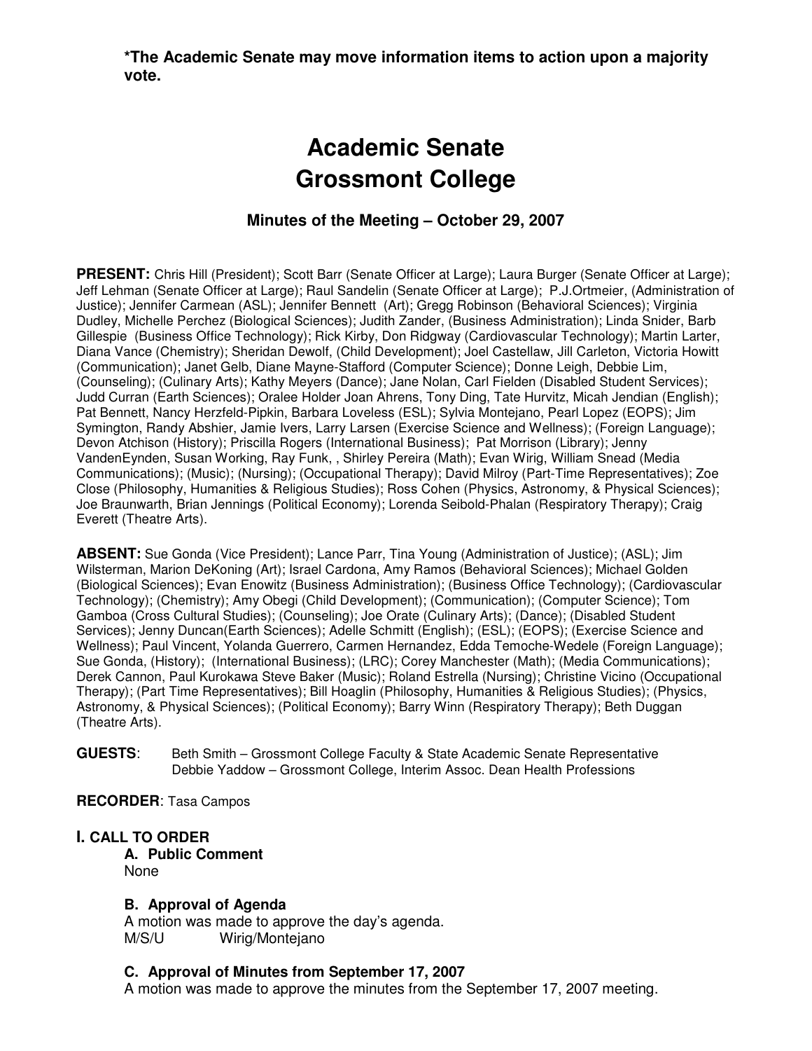**\*The Academic Senate may move information items to action upon a majority vote.**

# Academic Senate
# Grossmont College

### Minutes of the Meeting – October 29, 2007

**PRESENT:** Chris Hill (President); Scott Barr (Senate Officer at Large); Laura Burger (Senate Officer at Large); Jeff Lehman (Senate Officer at Large); Raul Sandelin (Senate Officer at Large); P.J.Ortmeier, (Administration of Justice); Jennifer Carmean (ASL); Jennifer Bennett (Art); Gregg Robinson (Behavioral Sciences); Virginia Dudley, Michelle Perchez (Biological Sciences); Judith Zander, (Business Administration); Linda Snider, Barb Gillespie (Business Office Technology); Rick Kirby, Don Ridgway (Cardiovascular Technology); Martin Larter, Diana Vance (Chemistry); Sheridan Dewolf, (Child Development); Joel Castellaw, Jill Carleton, Victoria Howitt (Communication); Janet Gelb, Diane Mayne-Stafford (Computer Science); Donne Leigh, Debbie Lim, (Counseling); (Culinary Arts); Kathy Meyers (Dance); Jane Nolan, Carl Fielden (Disabled Student Services); Judd Curran (Earth Sciences); Oralee Holder Joan Ahrens, Tony Ding, Tate Hurvitz, Micah Jendian (English); Pat Bennett, Nancy Herzfeld-Pipkin, Barbara Loveless (ESL); Sylvia Montejano, Pearl Lopez (EOPS); Jim Symington, Randy Abshier, Jamie Ivers, Larry Larsen (Exercise Science and Wellness); (Foreign Language); Devon Atchison (History); Priscilla Rogers (International Business); Pat Morrison (Library); Jenny VandenEynden, Susan Working, Ray Funk, , Shirley Pereira (Math); Evan Wirig, William Snead (Media Communications); (Music); (Nursing); (Occupational Therapy); David Milroy (Part-Time Representatives); Zoe Close (Philosophy, Humanities & Religious Studies); Ross Cohen (Physics, Astronomy, & Physical Sciences); Joe Braunwarth, Brian Jennings (Political Economy); Lorenda Seibold-Phalan (Respiratory Therapy); Craig Everett (Theatre Arts).

**ABSENT:** Sue Gonda (Vice President); Lance Parr, Tina Young (Administration of Justice); (ASL); Jim Wilsterman, Marion DeKoning (Art); Israel Cardona, Amy Ramos (Behavioral Sciences); Michael Golden (Biological Sciences); Evan Enowitz (Business Administration); (Business Office Technology); (Cardiovascular Technology); (Chemistry); Amy Obegi (Child Development); (Communication); (Computer Science); Tom Gamboa (Cross Cultural Studies); (Counseling); Joe Orate (Culinary Arts); (Dance); (Disabled Student Services); Jenny Duncan(Earth Sciences); Adelle Schmitt (English); (ESL); (EOPS); (Exercise Science and Wellness); Paul Vincent, Yolanda Guerrero, Carmen Hernandez, Edda Temoche-Wedele (Foreign Language); Sue Gonda, (History); (International Business); (LRC); Corey Manchester (Math); (Media Communications); Derek Cannon, Paul Kurokawa Steve Baker (Music); Roland Estrella (Nursing); Christine Vicino (Occupational Therapy); (Part Time Representatives); Bill Hoaglin (Philosophy, Humanities & Religious Studies); (Physics, Astronomy, & Physical Sciences); (Political Economy); Barry Winn (Respiratory Therapy); Beth Duggan (Theatre Arts).

**GUESTS**: Beth Smith – Grossmont College Faculty & State Academic Senate Representative
Debbie Yaddow – Grossmont College, Interim Assoc. Dean Health Professions

**RECORDER**: Tasa Campos

## I. CALL TO ORDER

### A. Public Comment

None

### B. Approval of Agenda

A motion was made to approve the day's agenda.
M/S/U Wirig/Montejano

### C. Approval of Minutes from September 17, 2007

A motion was made to approve the minutes from the September 17, 2007 meeting.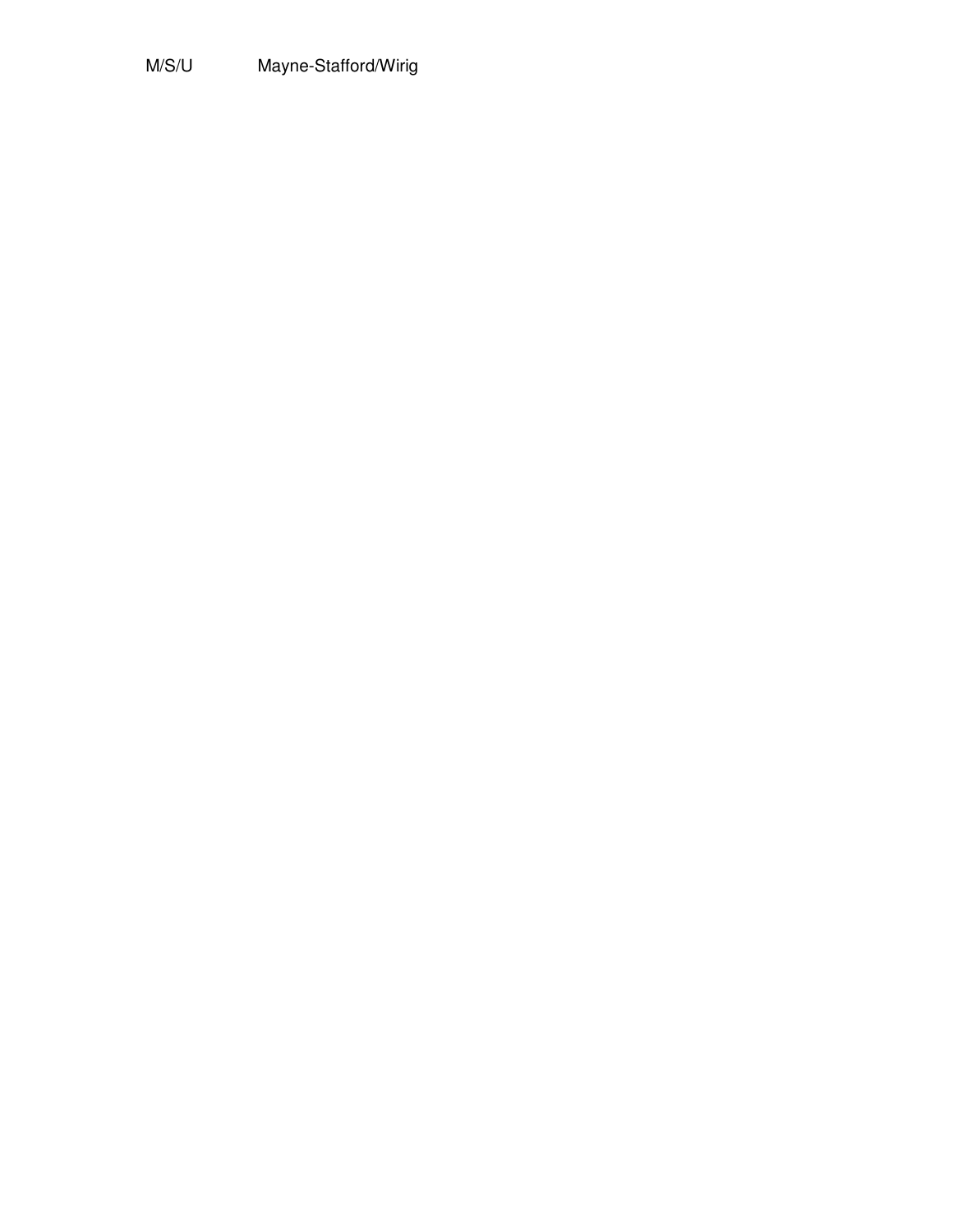| M/S/U | Mayne-Stafford/Wirig |
| --- | --- |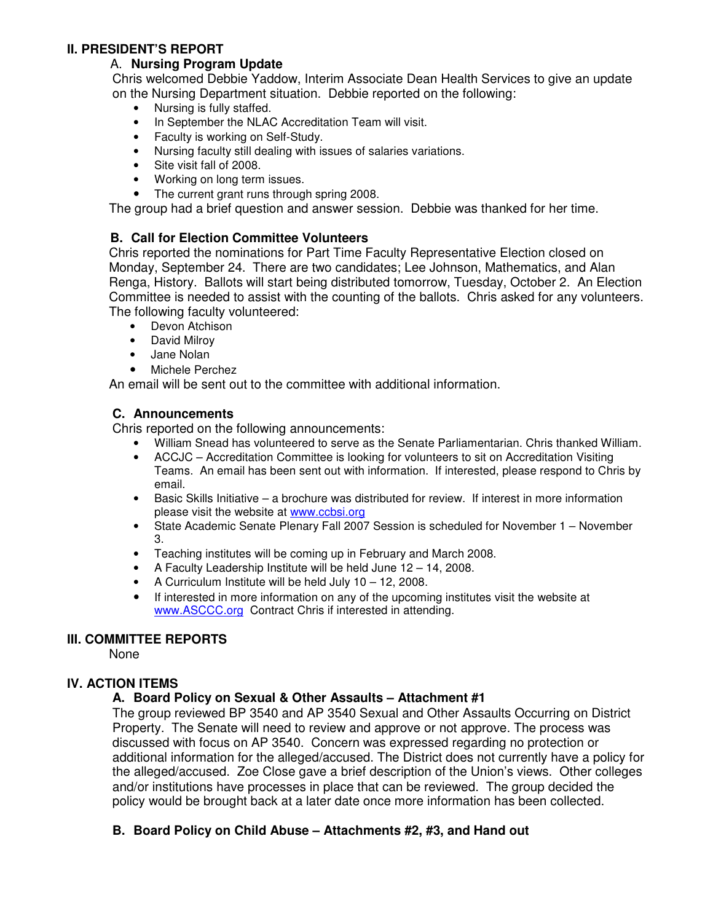## II. PRESIDENT'S REPORT

### A. Nursing Program Update

Chris welcomed Debbie Yaddow, Interim Associate Dean Health Services to give an update on the Nursing Department situation. Debbie reported on the following:

- Nursing is fully staffed.
- In September the NLAC Accreditation Team will visit.
- Faculty is working on Self-Study.
- Nursing faculty still dealing with issues of salaries variations.
- Site visit fall of 2008.
- Working on long term issues.
- The current grant runs through spring 2008.

The group had a brief question and answer session. Debbie was thanked for her time.

### B. Call for Election Committee Volunteers

Chris reported the nominations for Part Time Faculty Representative Election closed on Monday, September 24. There are two candidates; Lee Johnson, Mathematics, and Alan Renga, History. Ballots will start being distributed tomorrow, Tuesday, October 2. An Election Committee is needed to assist with the counting of the ballots. Chris asked for any volunteers. The following faculty volunteered:

- Devon Atchison
- David Milroy
- Jane Nolan
- Michele Perchez

An email will be sent out to the committee with additional information.

### C. Announcements

Chris reported on the following announcements:

- William Snead has volunteered to serve as the Senate Parliamentarian. Chris thanked William.
- ACCJC – Accreditation Committee is looking for volunteers to sit on Accreditation Visiting Teams. An email has been sent out with information. If interested, please respond to Chris by email.
- Basic Skills Initiative – a brochure was distributed for review. If interest in more information please visit the website at www.ccbsi.org
- State Academic Senate Plenary Fall 2007 Session is scheduled for November 1 – November 3.
- Teaching institutes will be coming up in February and March 2008.
- A Faculty Leadership Institute will be held June 12 – 14, 2008.
- A Curriculum Institute will be held July 10 – 12, 2008.
- If interested in more information on any of the upcoming institutes visit the website at www.ASCCC.org Contract Chris if interested in attending.

## III. COMMITTEE REPORTS

None

## IV. ACTION ITEMS

### A. Board Policy on Sexual & Other Assaults – Attachment #1

The group reviewed BP 3540 and AP 3540 Sexual and Other Assaults Occurring on District Property. The Senate will need to review and approve or not approve. The process was discussed with focus on AP 3540. Concern was expressed regarding no protection or additional information for the alleged/accused. The District does not currently have a policy for the alleged/accused. Zoe Close gave a brief description of the Union's views. Other colleges and/or institutions have processes in place that can be reviewed. The group decided the policy would be brought back at a later date once more information has been collected.

### B. Board Policy on Child Abuse – Attachments #2, #3, and Hand out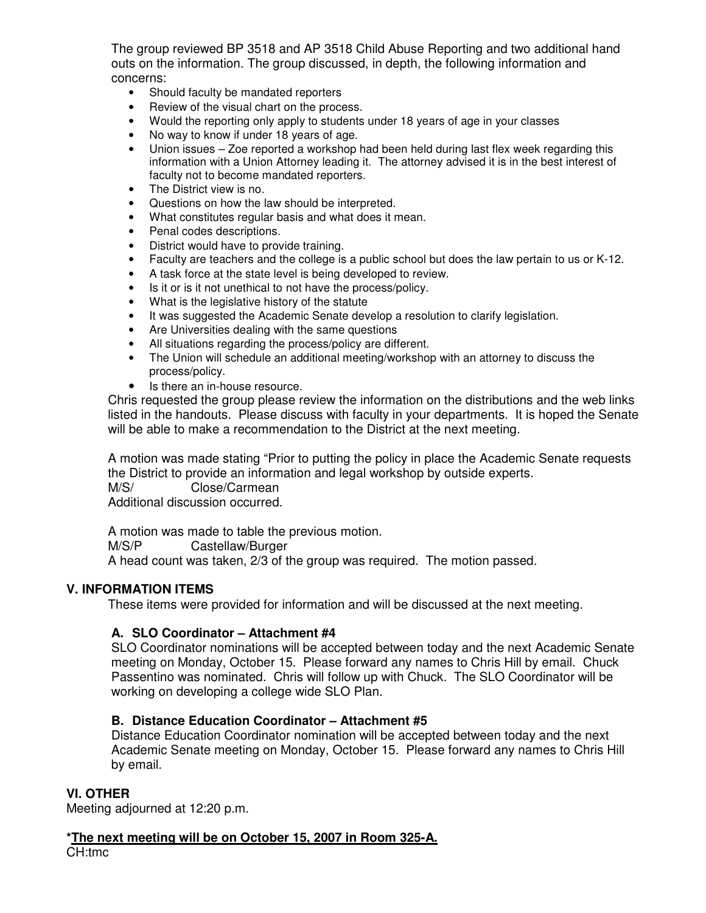The group reviewed BP 3518 and AP 3518 Child Abuse Reporting and two additional hand outs on the information. The group discussed, in depth, the following information and concerns:

- Should faculty be mandated reporters
- Review of the visual chart on the process.
- Would the reporting only apply to students under 18 years of age in your classes
- No way to know if under 18 years of age.
- Union issues – Zoe reported a workshop had been held during last flex week regarding this information with a Union Attorney leading it. The attorney advised it is in the best interest of faculty not to become mandated reporters.
- The District view is no.
- Questions on how the law should be interpreted.
- What constitutes regular basis and what does it mean.
- Penal codes descriptions.
- District would have to provide training.
- Faculty are teachers and the college is a public school but does the law pertain to us or K-12.
- A task force at the state level is being developed to review.
- Is it or is it not unethical to not have the process/policy.
- What is the legislative history of the statute
- It was suggested the Academic Senate develop a resolution to clarify legislation.
- Are Universities dealing with the same questions
- All situations regarding the process/policy are different.
- The Union will schedule an additional meeting/workshop with an attorney to discuss the process/policy.
- Is there an in-house resource.

Chris requested the group please review the information on the distributions and the web links listed in the handouts. Please discuss with faculty in your departments. It is hoped the Senate will be able to make a recommendation to the District at the next meeting.

A motion was made stating "Prior to putting the policy in place the Academic Senate requests the District to provide an information and legal workshop by outside experts.
M/S/ Close/Carmean
Additional discussion occurred.

A motion was made to table the previous motion.
M/S/P Castellaw/Burger
A head count was taken, 2/3 of the group was required. The motion passed.

## V. INFORMATION ITEMS

These items were provided for information and will be discussed at the next meeting.

### A. SLO Coordinator – Attachment #4

SLO Coordinator nominations will be accepted between today and the next Academic Senate meeting on Monday, October 15. Please forward any names to Chris Hill by email. Chuck Passentino was nominated. Chris will follow up with Chuck. The SLO Coordinator will be working on developing a college wide SLO Plan.

### B. Distance Education Coordinator – Attachment #5

Distance Education Coordinator nomination will be accepted between today and the next Academic Senate meeting on Monday, October 15. Please forward any names to Chris Hill by email.

## VI. OTHER

Meeting adjourned at 12:20 p.m.

**\*The next meeting will be on October 15, 2007 in Room 325-A.**

CH:tmc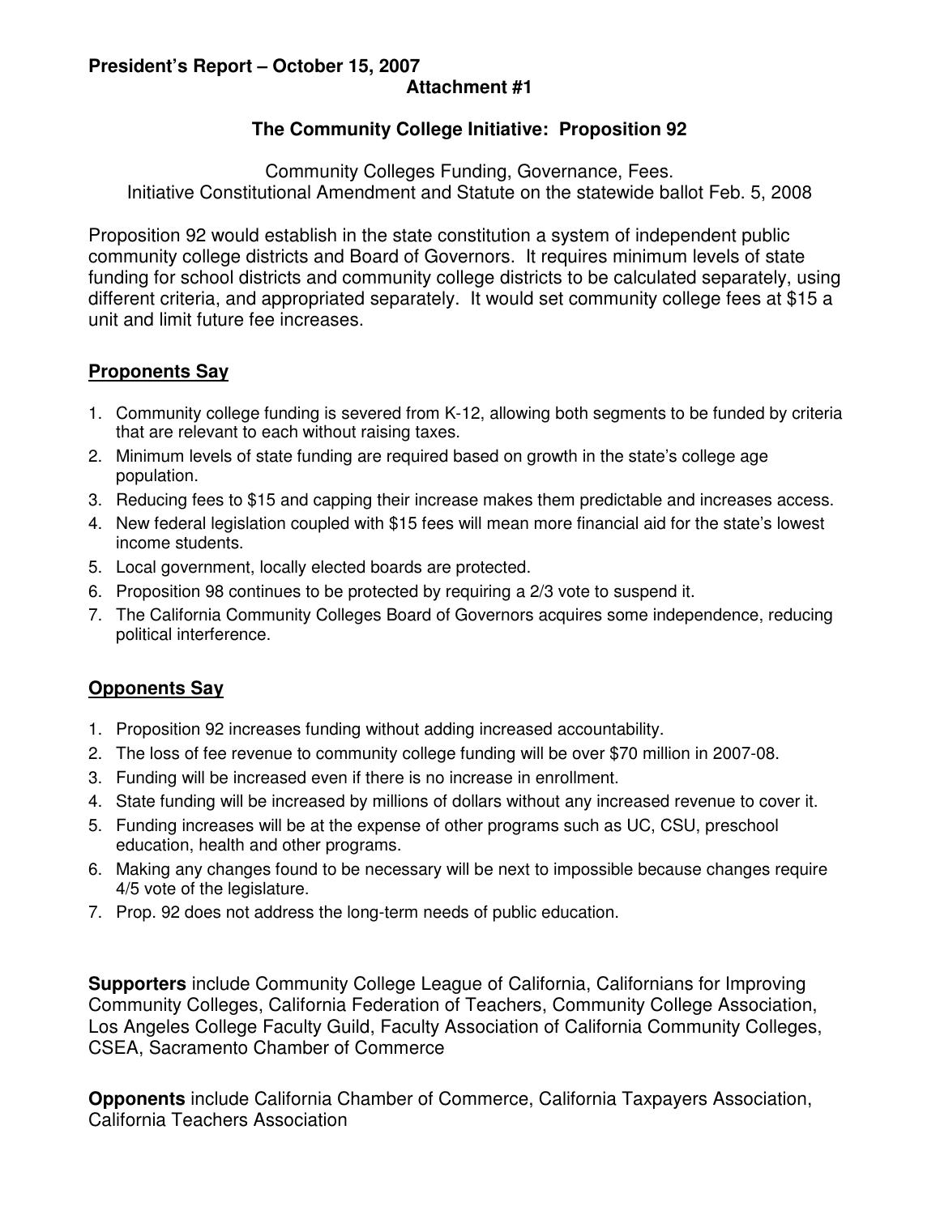**President's Report – October 15, 2007**

**Attachment #1**

## The Community College Initiative: Proposition 92

Community Colleges Funding, Governance, Fees.
Initiative Constitutional Amendment and Statute on the statewide ballot Feb. 5, 2008

Proposition 92 would establish in the state constitution a system of independent public community college districts and Board of Governors. It requires minimum levels of state funding for school districts and community college districts to be calculated separately, using different criteria, and appropriated separately. It would set community college fees at $15 a unit and limit future fee increases.

### Proponents Say

1. Community college funding is severed from K-12, allowing both segments to be funded by criteria that are relevant to each without raising taxes.
2. Minimum levels of state funding are required based on growth in the state's college age population.
3. Reducing fees to $15 and capping their increase makes them predictable and increases access.
4. New federal legislation coupled with $15 fees will mean more financial aid for the state's lowest income students.
5. Local government, locally elected boards are protected.
6. Proposition 98 continues to be protected by requiring a 2/3 vote to suspend it.
7. The California Community Colleges Board of Governors acquires some independence, reducing political interference.

### Opponents Say

1. Proposition 92 increases funding without adding increased accountability.
2. The loss of fee revenue to community college funding will be over $70 million in 2007-08.
3. Funding will be increased even if there is no increase in enrollment.
4. State funding will be increased by millions of dollars without any increased revenue to cover it.
5. Funding increases will be at the expense of other programs such as UC, CSU, preschool education, health and other programs.
6. Making any changes found to be necessary will be next to impossible because changes require 4/5 vote of the legislature.
7. Prop. 92 does not address the long-term needs of public education.

**Supporters** include Community College League of California, Californians for Improving Community Colleges, California Federation of Teachers, Community College Association, Los Angeles College Faculty Guild, Faculty Association of California Community Colleges, CSEA, Sacramento Chamber of Commerce

**Opponents** include California Chamber of Commerce, California Taxpayers Association, California Teachers Association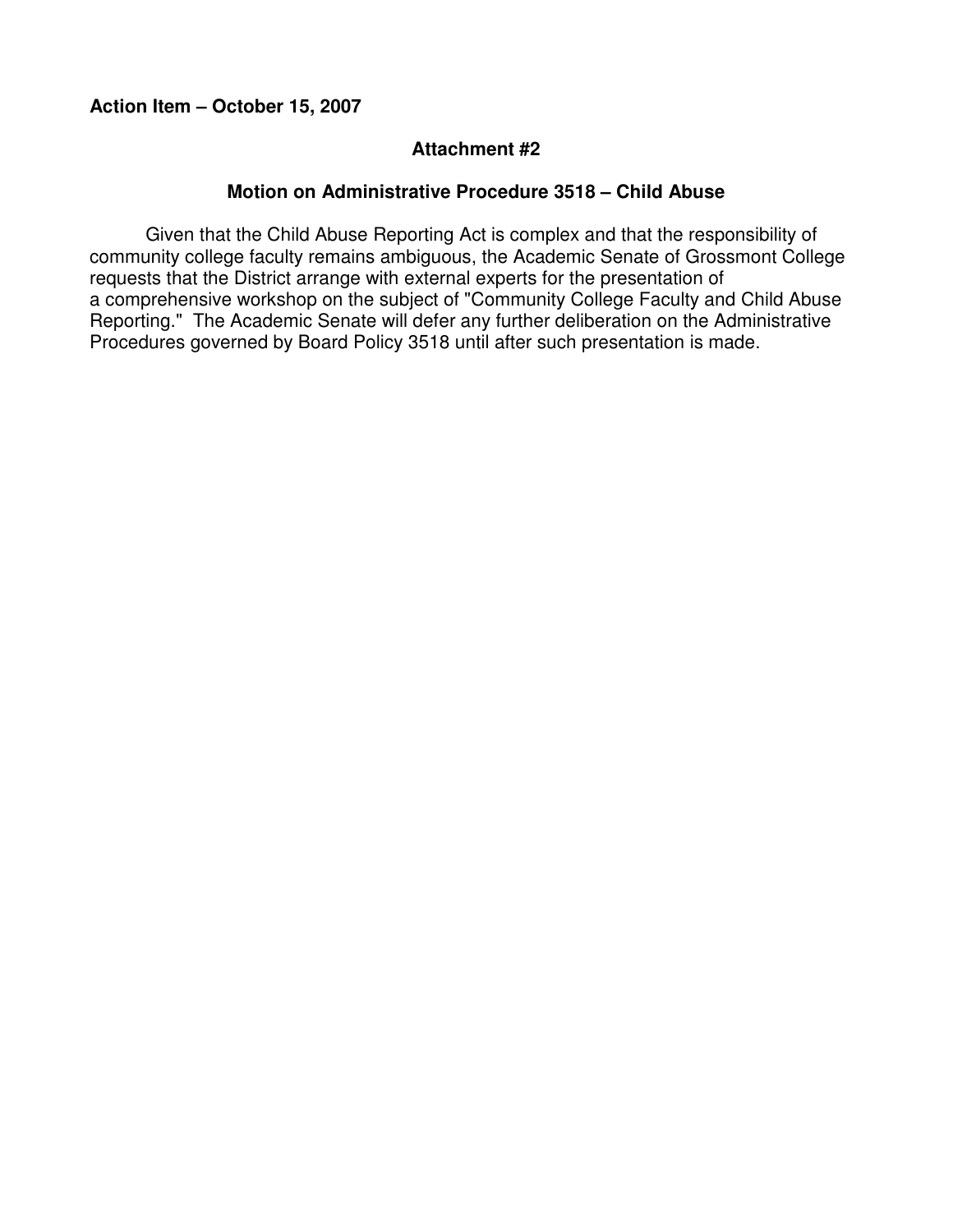**Action Item – October 15, 2007**

**Attachment #2**

**Motion on Administrative Procedure 3518 – Child Abuse**

Given that the Child Abuse Reporting Act is complex and that the responsibility of community college faculty remains ambiguous, the Academic Senate of Grossmont College requests that the District arrange with external experts for the presentation of a comprehensive workshop on the subject of "Community College Faculty and Child Abuse Reporting." The Academic Senate will defer any further deliberation on the Administrative Procedures governed by Board Policy 3518 until after such presentation is made.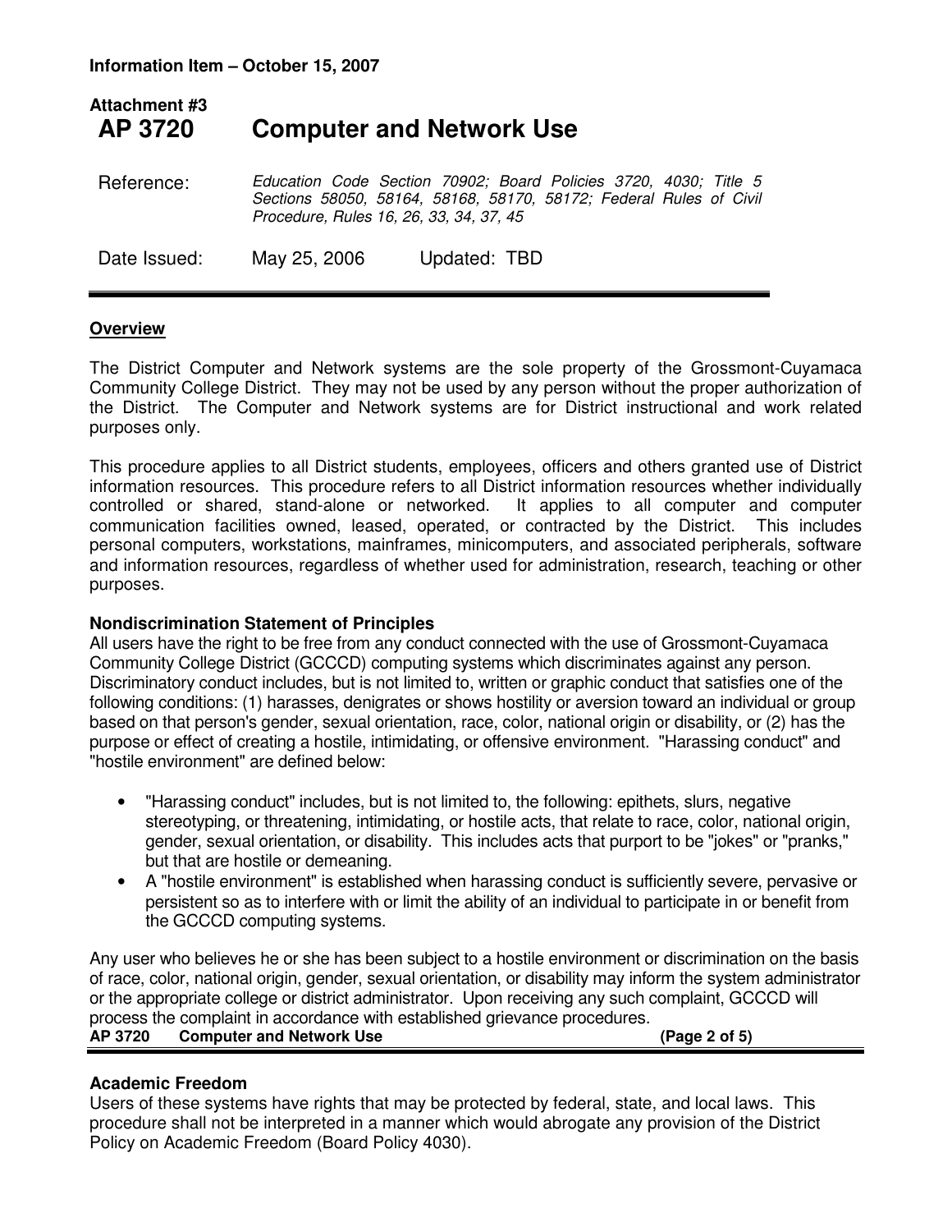**Information Item – October 15, 2007**

**Attachment #3**

# AP 3720 Computer and Network Use

Reference: *Education Code Section 70902; Board Policies 3720, 4030; Title 5 Sections 58050, 58164, 58168, 58170, 58172; Federal Rules of Civil Procedure, Rules 16, 26, 33, 34, 37, 45*

Date Issued: May 25, 2006 Updated: TBD

---

## Overview

The District Computer and Network systems are the sole property of the Grossmont-Cuyamaca Community College District. They may not be used by any person without the proper authorization of the District. The Computer and Network systems are for District instructional and work related purposes only.

This procedure applies to all District students, employees, officers and others granted use of District information resources. This procedure refers to all District information resources whether individually controlled or shared, stand-alone or networked. It applies to all computer and computer communication facilities owned, leased, operated, or contracted by the District. This includes personal computers, workstations, mainframes, minicomputers, and associated peripherals, software and information resources, regardless of whether used for administration, research, teaching or other purposes.

### Nondiscrimination Statement of Principles

All users have the right to be free from any conduct connected with the use of Grossmont-Cuyamaca Community College District (GCCCD) computing systems which discriminates against any person. Discriminatory conduct includes, but is not limited to, written or graphic conduct that satisfies one of the following conditions: (1) harasses, denigrates or shows hostility or aversion toward an individual or group based on that person's gender, sexual orientation, race, color, national origin or disability, or (2) has the purpose or effect of creating a hostile, intimidating, or offensive environment. "Harassing conduct" and "hostile environment" are defined below:

- "Harassing conduct" includes, but is not limited to, the following: epithets, slurs, negative stereotyping, or threatening, intimidating, or hostile acts, that relate to race, color, national origin, gender, sexual orientation, or disability. This includes acts that purport to be "jokes" or "pranks," but that are hostile or demeaning.
- A "hostile environment" is established when harassing conduct is sufficiently severe, pervasive or persistent so as to interfere with or limit the ability of an individual to participate in or benefit from the GCCCD computing systems.

Any user who believes he or she has been subject to a hostile environment or discrimination on the basis of race, color, national origin, gender, sexual orientation, or disability may inform the system administrator or the appropriate college or district administrator. Upon receiving any such complaint, GCCCD will process the complaint in accordance with established grievance procedures.

### Academic Freedom

Users of these systems have rights that may be protected by federal, state, and local laws. This procedure shall not be interpreted in a manner which would abrogate any provision of the District Policy on Academic Freedom (Board Policy 4030).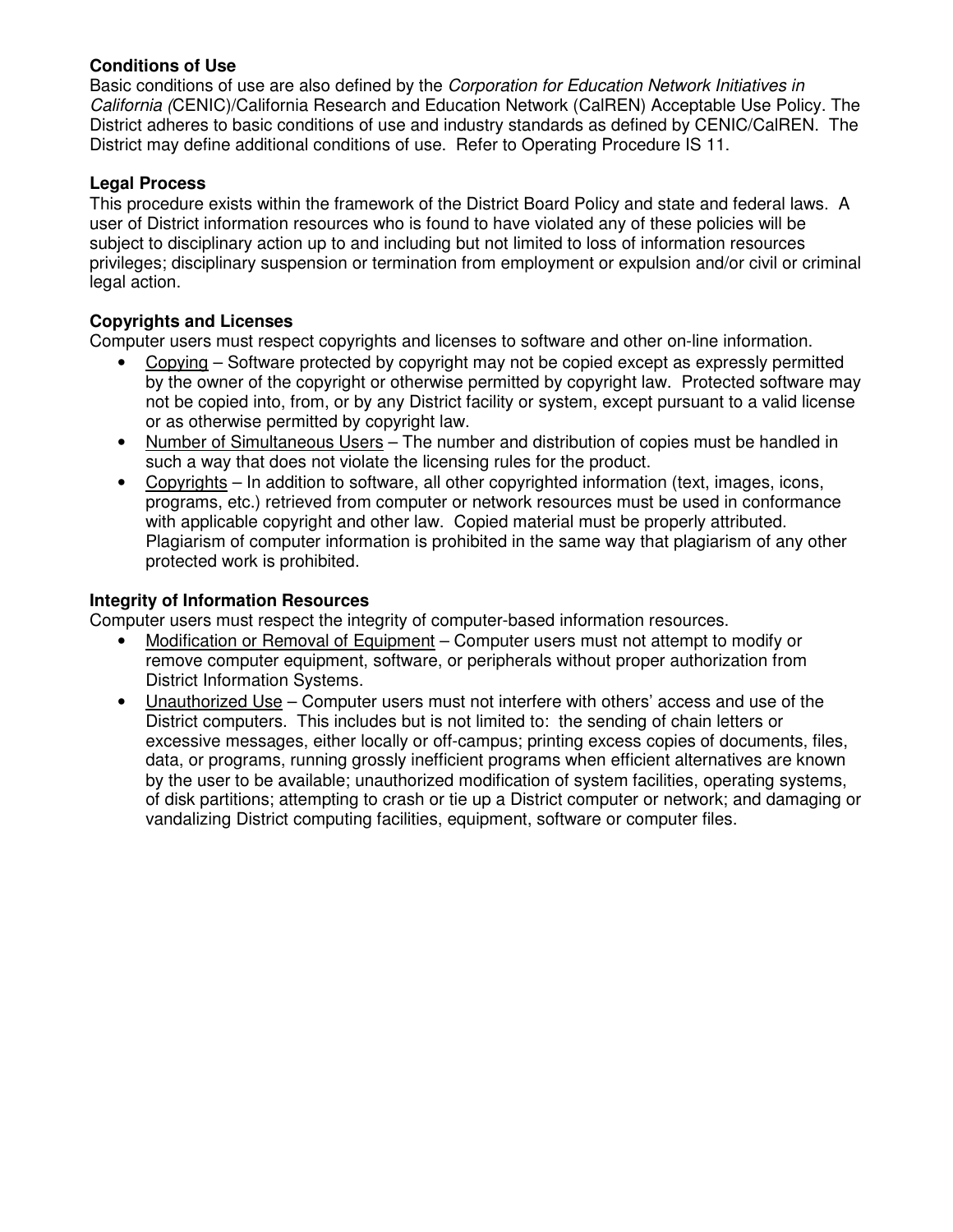**Conditions of Use**

Basic conditions of use are also defined by the *Corporation for Education Network Initiatives in California (*CENIC)/California Research and Education Network (CalREN) Acceptable Use Policy. The District adheres to basic conditions of use and industry standards as defined by CENIC/CalREN. The District may define additional conditions of use. Refer to Operating Procedure IS 11.

**Legal Process**

This procedure exists within the framework of the District Board Policy and state and federal laws. A user of District information resources who is found to have violated any of these policies will be subject to disciplinary action up to and including but not limited to loss of information resources privileges; disciplinary suspension or termination from employment or expulsion and/or civil or criminal legal action.

**Copyrights and Licenses**

Computer users must respect copyrights and licenses to software and other on-line information.

- <u>Copying</u> – Software protected by copyright may not be copied except as expressly permitted by the owner of the copyright or otherwise permitted by copyright law. Protected software may not be copied into, from, or by any District facility or system, except pursuant to a valid license or as otherwise permitted by copyright law.
- <u>Number of Simultaneous Users</u> – The number and distribution of copies must be handled in such a way that does not violate the licensing rules for the product.
- <u>Copyrights</u> – In addition to software, all other copyrighted information (text, images, icons, programs, etc.) retrieved from computer or network resources must be used in conformance with applicable copyright and other law. Copied material must be properly attributed. Plagiarism of computer information is prohibited in the same way that plagiarism of any other protected work is prohibited.

**Integrity of Information Resources**

Computer users must respect the integrity of computer-based information resources.

- <u>Modification or Removal of Equipment</u> – Computer users must not attempt to modify or remove computer equipment, software, or peripherals without proper authorization from District Information Systems.
- <u>Unauthorized Use</u> – Computer users must not interfere with others' access and use of the District computers. This includes but is not limited to: the sending of chain letters or excessive messages, either locally or off-campus; printing excess copies of documents, files, data, or programs, running grossly inefficient programs when efficient alternatives are known by the user to be available; unauthorized modification of system facilities, operating systems, of disk partitions; attempting to crash or tie up a District computer or network; and damaging or vandalizing District computing facilities, equipment, software or computer files.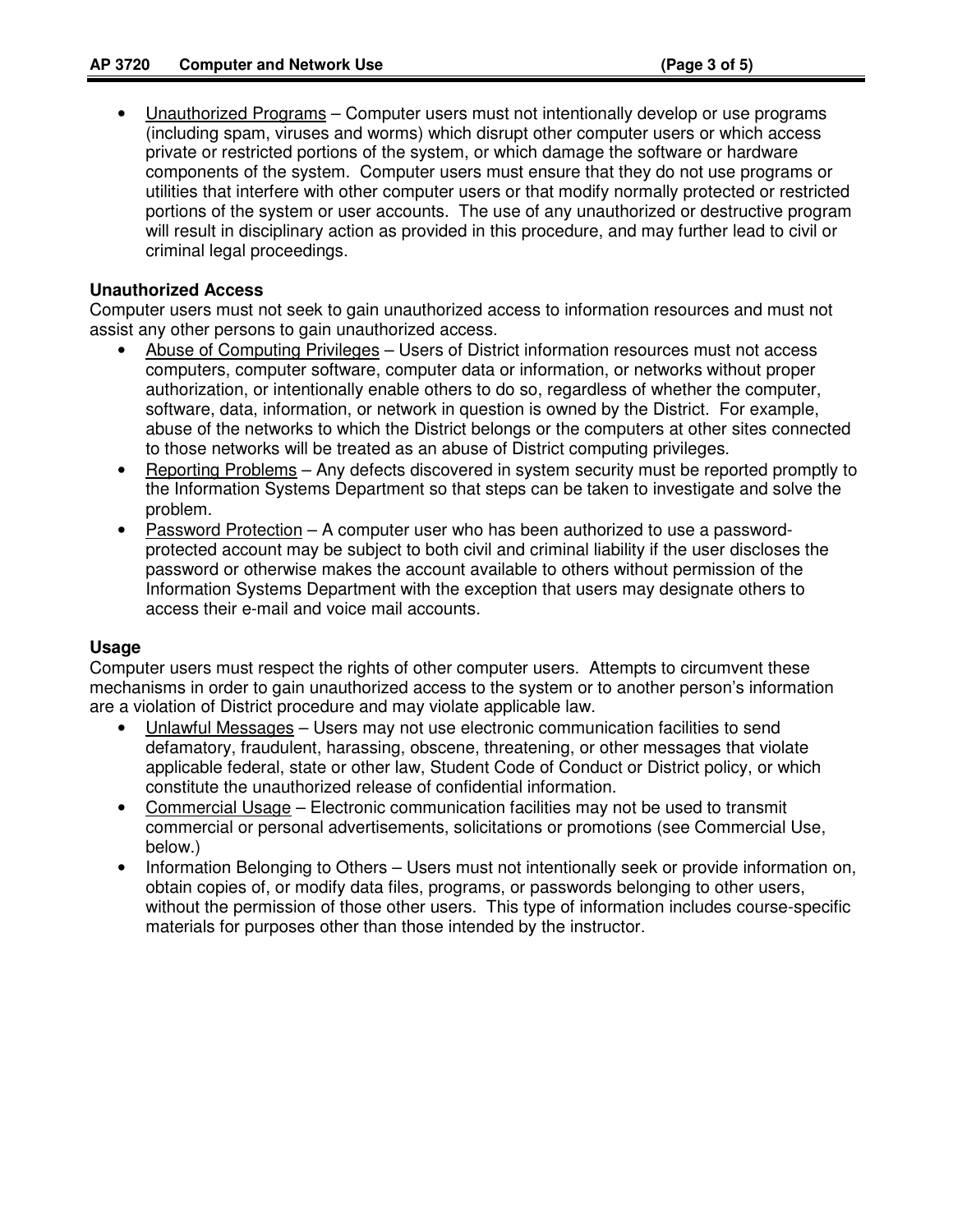- Unauthorized Programs – Computer users must not intentionally develop or use programs (including spam, viruses and worms) which disrupt other computer users or which access private or restricted portions of the system, or which damage the software or hardware components of the system. Computer users must ensure that they do not use programs or utilities that interfere with other computer users or that modify normally protected or restricted portions of the system or user accounts. The use of any unauthorized or destructive program will result in disciplinary action as provided in this procedure, and may further lead to civil or criminal legal proceedings.

**Unauthorized Access**

Computer users must not seek to gain unauthorized access to information resources and must not assist any other persons to gain unauthorized access.

- Abuse of Computing Privileges – Users of District information resources must not access computers, computer software, computer data or information, or networks without proper authorization, or intentionally enable others to do so, regardless of whether the computer, software, data, information, or network in question is owned by the District. For example, abuse of the networks to which the District belongs or the computers at other sites connected to those networks will be treated as an abuse of District computing privileges.
- Reporting Problems – Any defects discovered in system security must be reported promptly to the Information Systems Department so that steps can be taken to investigate and solve the problem.
- Password Protection – A computer user who has been authorized to use a password-protected account may be subject to both civil and criminal liability if the user discloses the password or otherwise makes the account available to others without permission of the Information Systems Department with the exception that users may designate others to access their e-mail and voice mail accounts.

**Usage**

Computer users must respect the rights of other computer users. Attempts to circumvent these mechanisms in order to gain unauthorized access to the system or to another person's information are a violation of District procedure and may violate applicable law.

- Unlawful Messages – Users may not use electronic communication facilities to send defamatory, fraudulent, harassing, obscene, threatening, or other messages that violate applicable federal, state or other law, Student Code of Conduct or District policy, or which constitute the unauthorized release of confidential information.
- Commercial Usage – Electronic communication facilities may not be used to transmit commercial or personal advertisements, solicitations or promotions (see Commercial Use, below.)
- Information Belonging to Others – Users must not intentionally seek or provide information on, obtain copies of, or modify data files, programs, or passwords belonging to other users, without the permission of those other users. This type of information includes course-specific materials for purposes other than those intended by the instructor.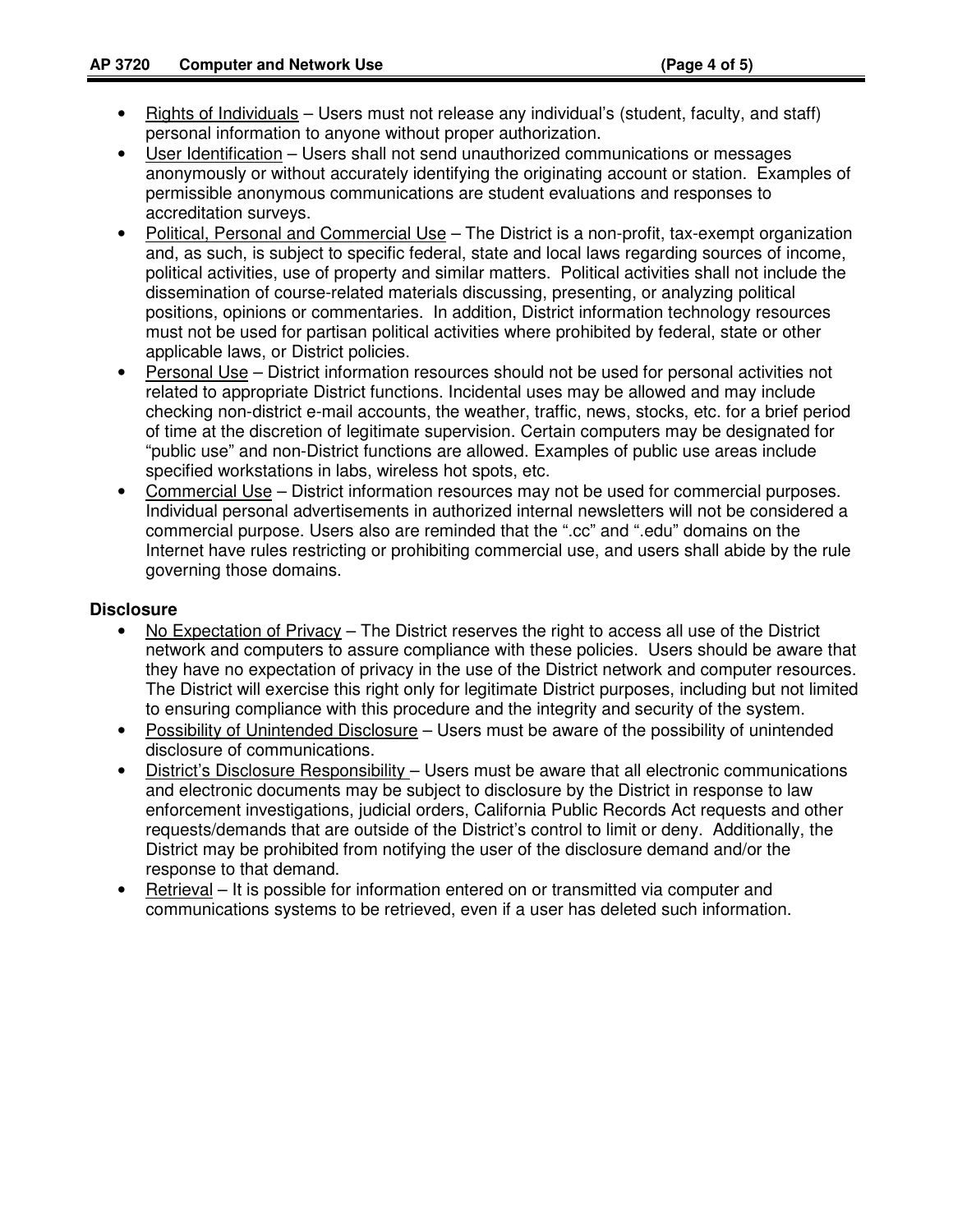- Rights of Individuals – Users must not release any individual's (student, faculty, and staff) personal information to anyone without proper authorization.
- User Identification – Users shall not send unauthorized communications or messages anonymously or without accurately identifying the originating account or station. Examples of permissible anonymous communications are student evaluations and responses to accreditation surveys.
- Political, Personal and Commercial Use – The District is a non-profit, tax-exempt organization and, as such, is subject to specific federal, state and local laws regarding sources of income, political activities, use of property and similar matters. Political activities shall not include the dissemination of course-related materials discussing, presenting, or analyzing political positions, opinions or commentaries. In addition, District information technology resources must not be used for partisan political activities where prohibited by federal, state or other applicable laws, or District policies.
- Personal Use – District information resources should not be used for personal activities not related to appropriate District functions. Incidental uses may be allowed and may include checking non-district e-mail accounts, the weather, traffic, news, stocks, etc. for a brief period of time at the discretion of legitimate supervision. Certain computers may be designated for "public use" and non-District functions are allowed. Examples of public use areas include specified workstations in labs, wireless hot spots, etc.
- Commercial Use – District information resources may not be used for commercial purposes. Individual personal advertisements in authorized internal newsletters will not be considered a commercial purpose. Users also are reminded that the ".cc" and ".edu" domains on the Internet have rules restricting or prohibiting commercial use, and users shall abide by the rule governing those domains.

### Disclosure

- No Expectation of Privacy – The District reserves the right to access all use of the District network and computers to assure compliance with these policies. Users should be aware that they have no expectation of privacy in the use of the District network and computer resources. The District will exercise this right only for legitimate District purposes, including but not limited to ensuring compliance with this procedure and the integrity and security of the system.
- Possibility of Unintended Disclosure – Users must be aware of the possibility of unintended disclosure of communications.
- District's Disclosure Responsibility – Users must be aware that all electronic communications and electronic documents may be subject to disclosure by the District in response to law enforcement investigations, judicial orders, California Public Records Act requests and other requests/demands that are outside of the District's control to limit or deny. Additionally, the District may be prohibited from notifying the user of the disclosure demand and/or the response to that demand.
- Retrieval – It is possible for information entered on or transmitted via computer and communications systems to be retrieved, even if a user has deleted such information.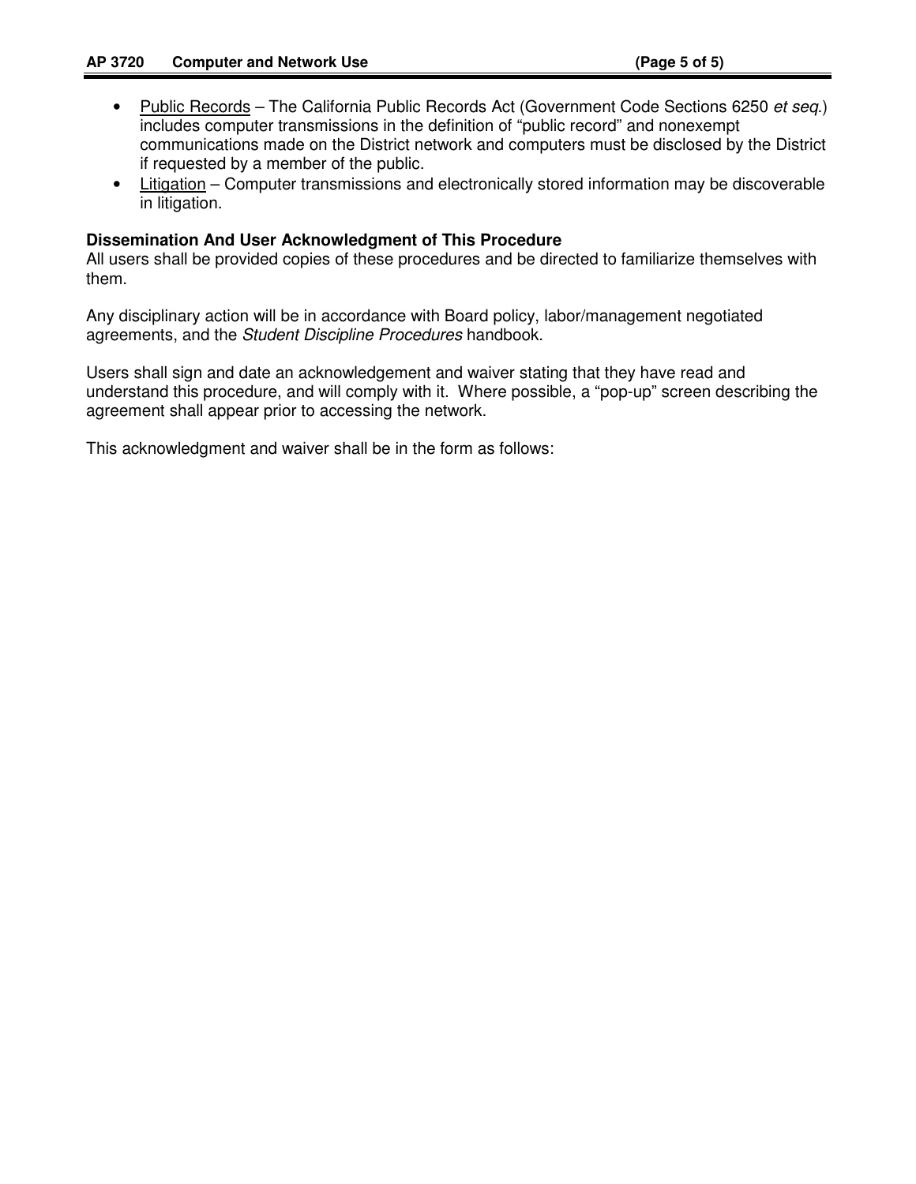- Public Records – The California Public Records Act (Government Code Sections 6250 *et seq.*) includes computer transmissions in the definition of "public record" and nonexempt communications made on the District network and computers must be disclosed by the District if requested by a member of the public.
- Litigation – Computer transmissions and electronically stored information may be discoverable in litigation.

**Dissemination And User Acknowledgment of This Procedure**

All users shall be provided copies of these procedures and be directed to familiarize themselves with them.

Any disciplinary action will be in accordance with Board policy, labor/management negotiated agreements, and the *Student Discipline Procedures* handbook.

Users shall sign and date an acknowledgement and waiver stating that they have read and understand this procedure, and will comply with it. Where possible, a "pop-up" screen describing the agreement shall appear prior to accessing the network.

This acknowledgment and waiver shall be in the form as follows: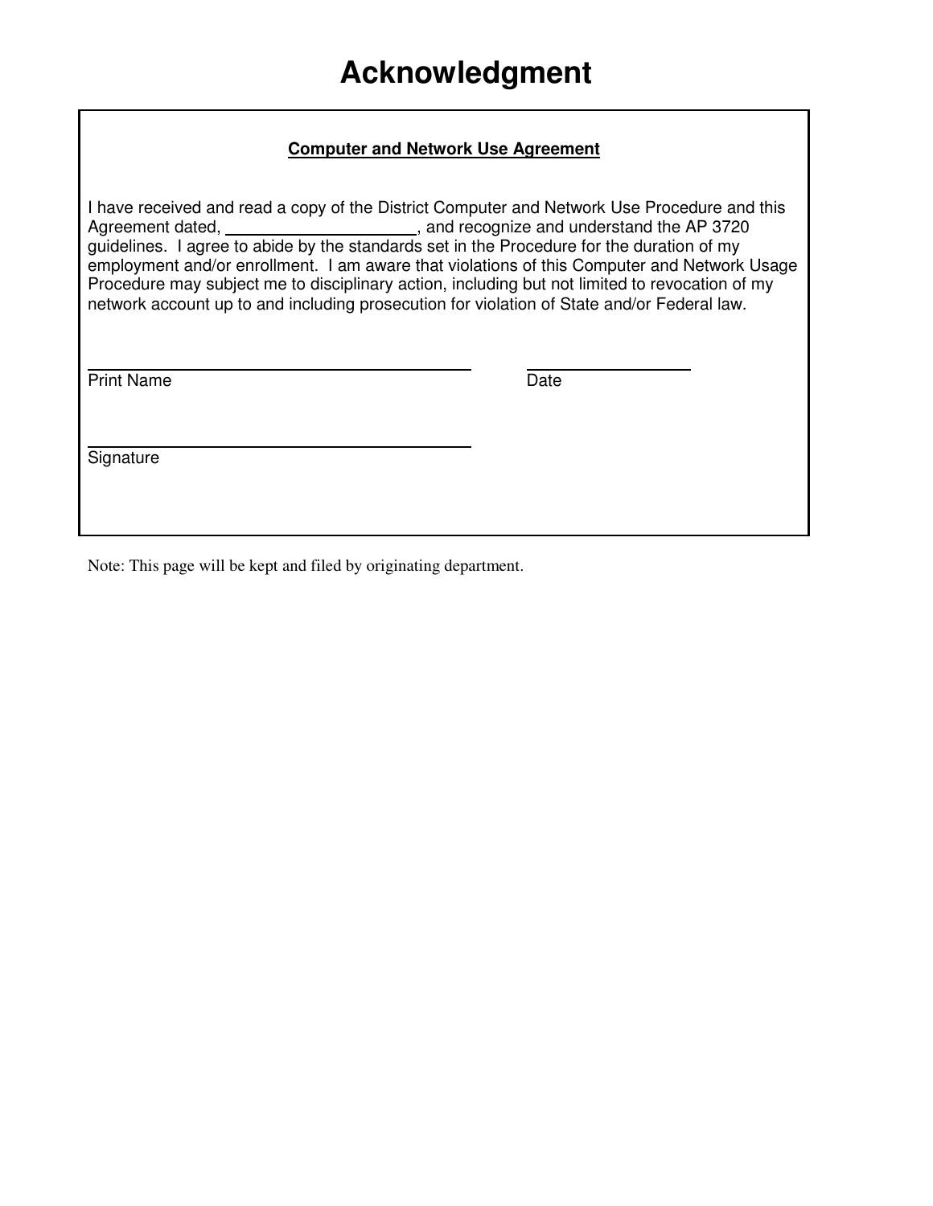# Acknowledgment

**Computer and Network Use Agreement**

I have received and read a copy of the District Computer and Network Use Procedure and this Agreement dated, ____________________, and recognize and understand the AP 3720 guidelines. I agree to abide by the standards set in the Procedure for the duration of my employment and/or enrollment. I am aware that violations of this Computer and Network Usage Procedure may subject me to disciplinary action, including but not limited to revocation of my network account up to and including prosecution for violation of State and/or Federal law.

______________________________________ ____________________

Print Name Date

______________________________________

Signature

Note: This page will be kept and filed by originating department.